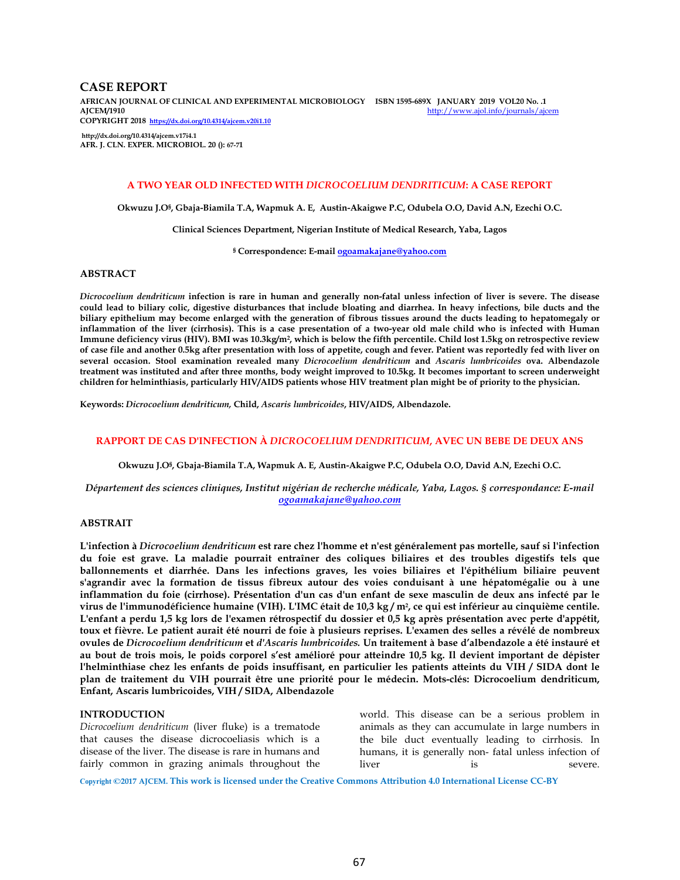# CASE REPORT

**AFRICAN JOURNAL OF CLINICAL AND EXPERIMENTAL MICROBIOLOGY ISBN 1595-689X JANUARY 2019 VOL20 No. .1**
**AJCEM/1910** http://www.ajol.info/journals/ajcem
**COPYRIGHT 2018** https://dx.doi.org/10.4314/ajcem.v20i1.10

**http://dx.doi.org/10.4314/ajcem.v17i4.1**
**AFR. J. CLN. EXPER. MICROBIOL. 20 (): 67-71**

## A TWO YEAR OLD INFECTED WITH *DICROCOELIUM DENDRITICUM*: A CASE REPORT

**Okwuzu J.O§, Gbaja-Biamila T.A, Wapmuk A. E, Austin-Akaigwe P.C, Odubela O.O, David A.N, Ezechi O.C.**

**Clinical Sciences Department, Nigerian Institute of Medical Research, Yaba, Lagos**

**§ Correspondence: E-mail ogoamakajane@yahoo.com**

### ABSTRACT

***Dicrocoelium dendriticum* infection is rare in human and generally non-fatal unless infection of liver is severe. The disease could lead to biliary colic, digestive disturbances that include bloating and diarrhea. In heavy infections, bile ducts and the biliary epithelium may become enlarged with the generation of fibrous tissues around the ducts leading to hepatomegaly or inflammation of the liver (cirrhosis). This is a case presentation of a two-year old male child who is infected with Human Immune deficiency virus (HIV). BMI was 10.3kg/m², which is below the fifth percentile. Child lost 1.5kg on retrospective review of case file and another 0.5kg after presentation with loss of appetite, cough and fever. Patient was reportedly fed with liver on several occasion. Stool examination revealed many *Dicrocoelium dendriticum* and *Ascaris lumbricoides* ova. Albendazole treatment was instituted and after three months, body weight improved to 10.5kg. It becomes important to screen underweight children for helminthiasis, particularly HIV/AIDS patients whose HIV treatment plan might be of priority to the physician.**

**Keywords:** *Dicrocoelium dendriticum,* **Child,** *Ascaris lumbricoides*, **HIV/AIDS, Albendazole.**

## RAPPORT DE CAS D'INFECTION À *DICROCOELIUM DENDRITICUM*, AVEC UN BEBE DE DEUX ANS

**Okwuzu J.O§, Gbaja-Biamila T.A, Wapmuk A. E, Austin-Akaigwe P.C, Odubela O.O, David A.N, Ezechi O.C.**

*Département des sciences cliniques, Institut nigérian de recherche médicale, Yaba, Lagos. § correspondance: E-mail ogoamakajane@yahoo.com*

### ABSTRAIT

**L'infection à *Dicrocoelium dendriticum* est rare chez l'homme et n'est généralement pas mortelle, sauf si l'infection du foie est grave. La maladie pourrait entraîner des coliques biliaires et des troubles digestifs tels que ballonnements et diarrhée. Dans les infections graves, les voies biliaires et l'épithélium biliaire peuvent s'agrandir avec la formation de tissus fibreux autour des voies conduisant à une hépatomégalie ou à une inflammation du foie (cirrhose). Présentation d'un cas d'un enfant de sexe masculin de deux ans infecté par le virus de l'immunodéficience humaine (VIH). L'IMC était de 10,3 kg / m², ce qui est inférieur au cinquième centile. L'enfant a perdu 1,5 kg lors de l'examen rétrospectif du dossier et 0,5 kg après présentation avec perte d'appétit, toux et fièvre. Le patient aurait été nourri de foie à plusieurs reprises. L'examen des selles a révélé de nombreux ovules de *Dicrocoelium dendriticum* et *d'Ascaris lumbricoides.* Un traitement à base d'albendazole a été instauré et au bout de trois mois, le poids corporel s'est amélioré pour atteindre 10,5 kg. Il devient important de dépister l'helminthiase chez les enfants de poids insuffisant, en particulier les patients atteints du VIH / SIDA dont le plan de traitement du VIH pourrait être une priorité pour le médecin. Mots-clés: Dicrocoelium dendriticum, Enfant, Ascaris lumbricoides, VIH / SIDA, Albendazole**

### INTRODUCTION

*Dicrocoelium dendriticum* (liver fluke) is a trematode that causes the disease dicrocoeliasis which is a disease of the liver. The disease is rare in humans and fairly common in grazing animals throughout the world. This disease can be a serious problem in animals as they can accumulate in large numbers in the bile duct eventually leading to cirrhosis. In humans, it is generally non- fatal unless infection of liver is severe.

Copyright ©2017 AJCEM. This work is licensed under the Creative Commons Attribution 4.0 International License CC-BY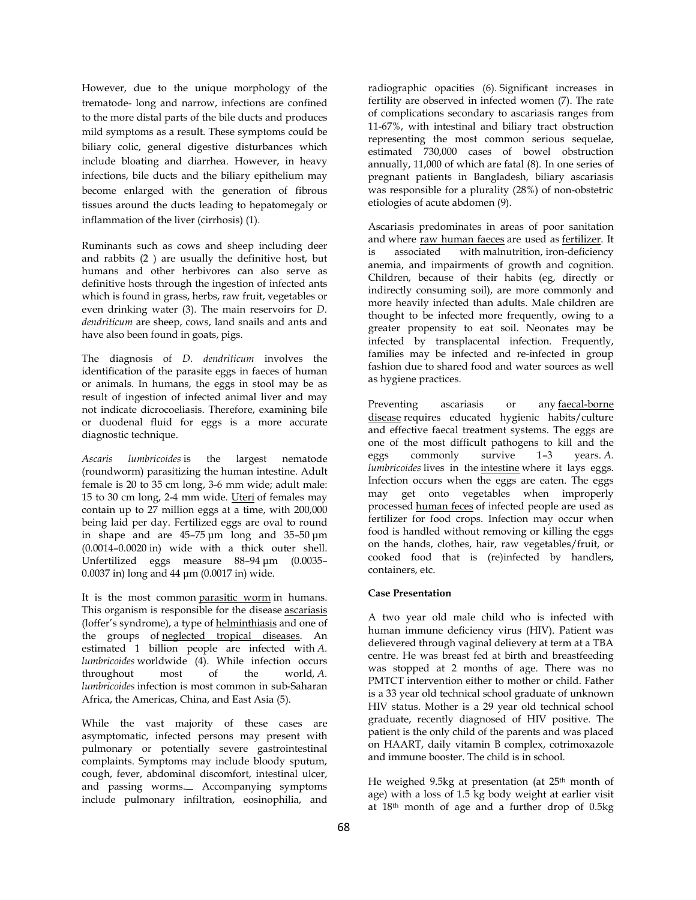However, due to the unique morphology of the trematode- long and narrow, infections are confined to the more distal parts of the bile ducts and produces mild symptoms as a result. These symptoms could be biliary colic, general digestive disturbances which include bloating and diarrhea. However, in heavy infections, bile ducts and the biliary epithelium may become enlarged with the generation of fibrous tissues around the ducts leading to hepatomegaly or inflammation of the liver (cirrhosis) (1).

Ruminants such as cows and sheep including deer and rabbits (2 ) are usually the definitive host, but humans and other herbivores can also serve as definitive hosts through the ingestion of infected ants which is found in grass, herbs, raw fruit, vegetables or even drinking water (3). The main reservoirs for *D. dendriticum* are sheep, cows, land snails and ants and have also been found in goats, pigs.

The diagnosis of *D. dendriticum* involves the identification of the parasite eggs in faeces of human or animals. In humans, the eggs in stool may be as result of ingestion of infected animal liver and may not indicate dicrocoeliasis. Therefore, examining bile or duodenal fluid for eggs is a more accurate diagnostic technique.

*Ascaris lumbricoides* is the largest nematode (roundworm) parasitizing the human intestine. Adult female is 20 to 35 cm long, 3-6 mm wide; adult male: 15 to 30 cm long, 2-4 mm wide. Uteri of females may contain up to 27 million eggs at a time, with 200,000 being laid per day. Fertilized eggs are oval to round in shape and are 45–75 μm long and 35–50 μm (0.0014–0.0020 in) wide with a thick outer shell. Unfertilized eggs measure 88–94 μm (0.0035–0.0037 in) long and 44 μm (0.0017 in) wide.

It is the most common parasitic worm in humans. This organism is responsible for the disease ascariasis (loffer's syndrome), a type of helminthiasis and one of the groups of neglected tropical diseases. An estimated 1 billion people are infected with *A. lumbricoides* worldwide (4). While infection occurs throughout most of the world, *A. lumbricoides* infection is most common in sub-Saharan Africa, the Americas, China, and East Asia (5).

While the vast majority of these cases are asymptomatic, infected persons may present with pulmonary or potentially severe gastrointestinal complaints. Symptoms may include bloody sputum, cough, fever, abdominal discomfort, intestinal ulcer, and passing worms. Accompanying symptoms include pulmonary infiltration, eosinophilia, and radiographic opacities (6). Significant increases in fertility are observed in infected women (7). The rate of complications secondary to ascariasis ranges from 11-67%, with intestinal and biliary tract obstruction representing the most common serious sequelae, estimated 730,000 cases of bowel obstruction annually, 11,000 of which are fatal (8). In one series of pregnant patients in Bangladesh, biliary ascariasis was responsible for a plurality (28%) of non-obstetric etiologies of acute abdomen (9).

Ascariasis predominates in areas of poor sanitation and where raw human faeces are used as fertilizer. It is associated with malnutrition, iron-deficiency anemia, and impairments of growth and cognition. Children, because of their habits (eg, directly or indirectly consuming soil), are more commonly and more heavily infected than adults. Male children are thought to be infected more frequently, owing to a greater propensity to eat soil. Neonates may be infected by transplacental infection. Frequently, families may be infected and re-infected in group fashion due to shared food and water sources as well as hygiene practices.

Preventing ascariasis or any faecal-borne disease requires educated hygienic habits/culture and effective faecal treatment systems. The eggs are one of the most difficult pathogens to kill and the eggs commonly survive 1–3 years. *A. lumbricoides* lives in the intestine where it lays eggs. Infection occurs when the eggs are eaten. The eggs may get onto vegetables when improperly processed human feces of infected people are used as fertilizer for food crops. Infection may occur when food is handled without removing or killing the eggs on the hands, clothes, hair, raw vegetables/fruit, or cooked food that is (re)infected by handlers, containers, etc.

**Case Presentation**

A two year old male child who is infected with human immune deficiency virus (HIV). Patient was delievered through vaginal delievery at term at a TBA centre. He was breast fed at birth and breastfeeding was stopped at 2 months of age. There was no PMTCT intervention either to mother or child. Father is a 33 year old technical school graduate of unknown HIV status. Mother is a 29 year old technical school graduate, recently diagnosed of HIV positive. The patient is the only child of the parents and was placed on HAART, daily vitamin B complex, cotrimoxazole and immune booster. The child is in school.

He weighed 9.5kg at presentation (at 25th month of age) with a loss of 1.5 kg body weight at earlier visit at 18th month of age and a further drop of 0.5kg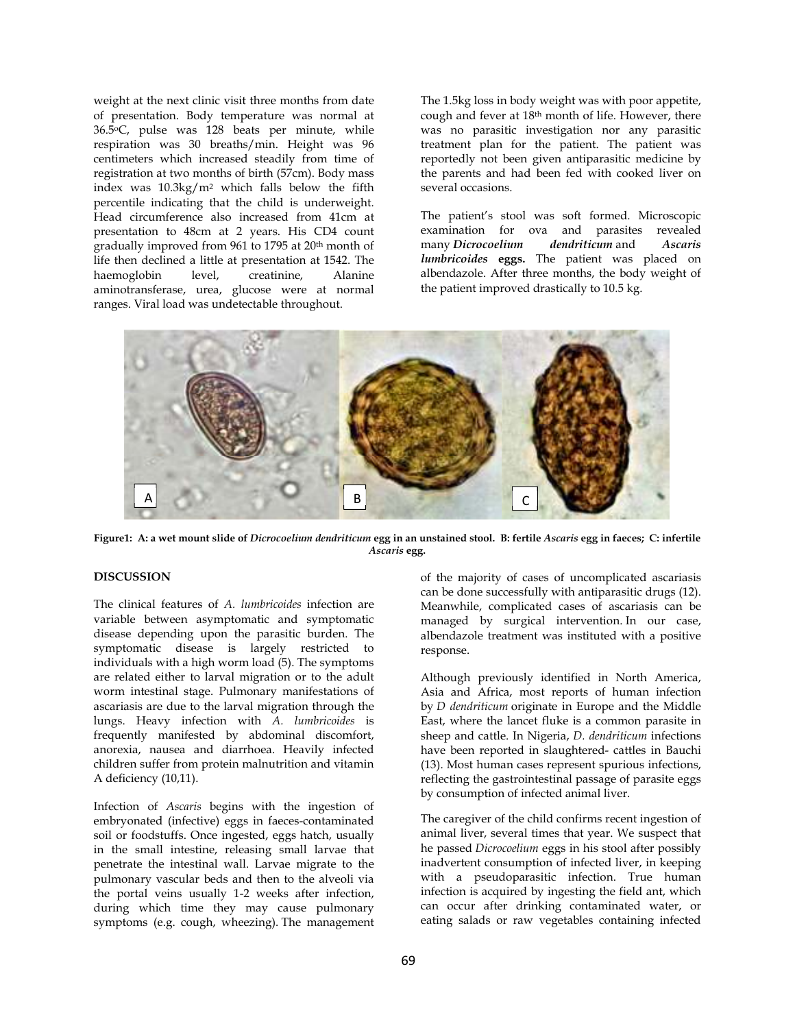weight at the next clinic visit three months from date of presentation. Body temperature was normal at 36.5°C, pulse was 128 beats per minute, while respiration was 30 breaths/min. Height was 96 centimeters which increased steadily from time of registration at two months of birth (57cm). Body mass index was 10.3kg/m$^2$ which falls below the fifth percentile indicating that the child is underweight. Head circumference also increased from 41cm at presentation to 48cm at 2 years. His CD4 count gradually improved from 961 to 1795 at 20$^{th}$ month of life then declined a little at presentation at 1542. The haemoglobin level, creatinine, Alanine aminotransferase, urea, glucose were at normal ranges. Viral load was undetectable throughout.

The 1.5kg loss in body weight was with poor appetite, cough and fever at 18$^{th}$ month of life. However, there was no parasitic investigation nor any parasitic treatment plan for the patient. The patient was reportedly not been given antiparasitic medicine by the parents and had been fed with cooked liver on several occasions.

The patient's stool was soft formed. Microscopic examination for ova and parasites revealed many ***Dicrocoelium dendriticum*** and ***Ascaris lumbricoides*** **eggs.** The patient was placed on albendazole. After three months, the body weight of the patient improved drastically to 10.5 kg.

**Figure1: A: a wet mount slide of *Dicrocoelium dendriticum* egg in an unstained stool. B: fertile *Ascaris* egg in faeces; C: infertile *Ascaris* egg.**

## DISCUSSION

The clinical features of *A. lumbricoides* infection are variable between asymptomatic and symptomatic disease depending upon the parasitic burden. The symptomatic disease is largely restricted to individuals with a high worm load (5). The symptoms are related either to larval migration or to the adult worm intestinal stage. Pulmonary manifestations of ascariasis are due to the larval migration through the lungs. Heavy infection with *A. lumbricoides* is frequently manifested by abdominal discomfort, anorexia, nausea and diarrhoea. Heavily infected children suffer from protein malnutrition and vitamin A deficiency (10,11).

Infection of *Ascaris* begins with the ingestion of embryonated (infective) eggs in faeces-contaminated soil or foodstuffs. Once ingested, eggs hatch, usually in the small intestine, releasing small larvae that penetrate the intestinal wall. Larvae migrate to the pulmonary vascular beds and then to the alveoli via the portal veins usually 1-2 weeks after infection, during which time they may cause pulmonary symptoms (e.g. cough, wheezing). The management of the majority of cases of uncomplicated ascariasis can be done successfully with antiparasitic drugs (12). Meanwhile, complicated cases of ascariasis can be managed by surgical intervention. In our case, albendazole treatment was instituted with a positive response.

Although previously identified in North America, Asia and Africa, most reports of human infection by *D dendriticum* originate in Europe and the Middle East, where the lancet fluke is a common parasite in sheep and cattle. In Nigeria, *D. dendriticum* infections have been reported in slaughtered- cattles in Bauchi (13). Most human cases represent spurious infections, reflecting the gastrointestinal passage of parasite eggs by consumption of infected animal liver.

The caregiver of the child confirms recent ingestion of animal liver, several times that year. We suspect that he passed *Dicrocoelium* eggs in his stool after possibly inadvertent consumption of infected liver, in keeping with a pseudoparasitic infection. True human infection is acquired by ingesting the field ant, which can occur after drinking contaminated water, or eating salads or raw vegetables containing infected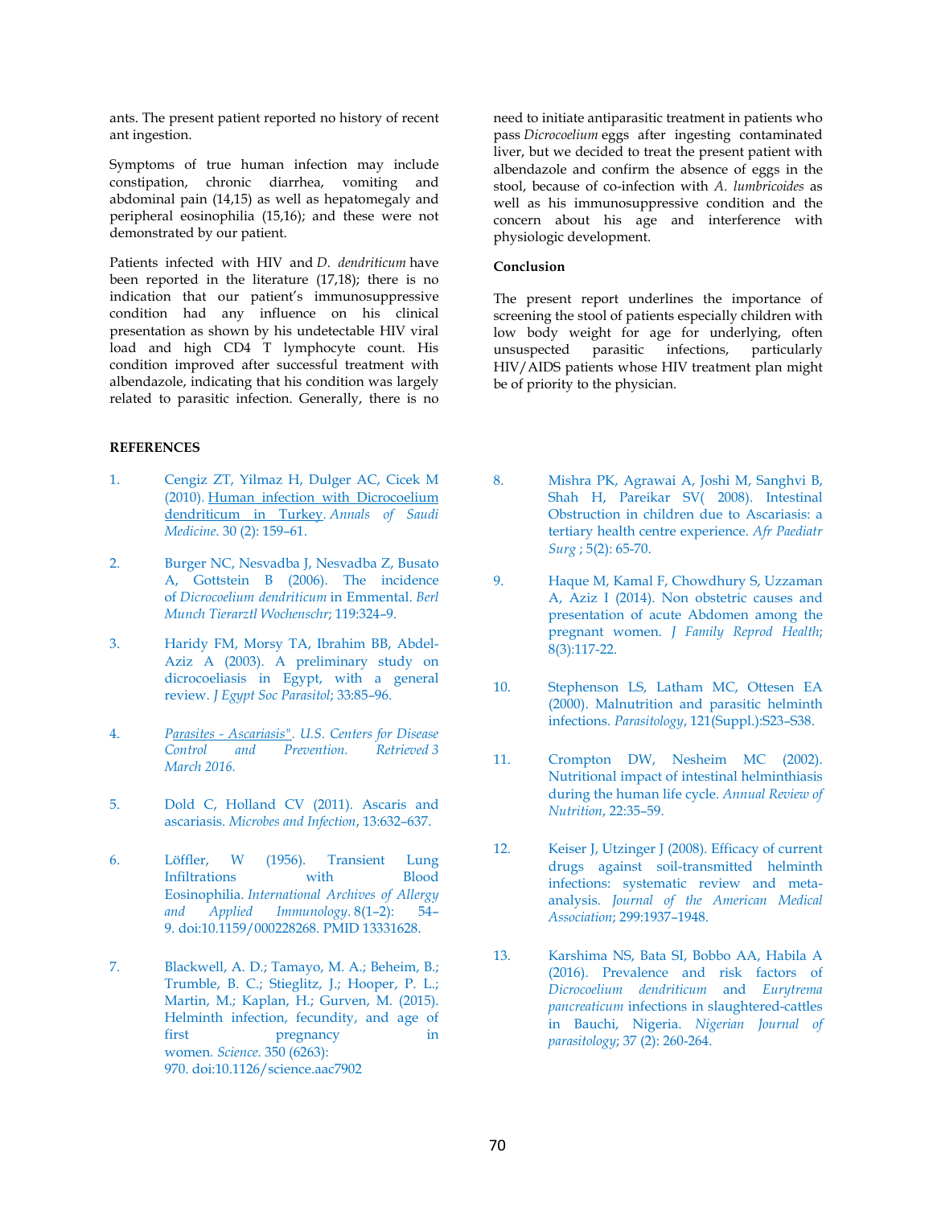ants. The present patient reported no history of recent ant ingestion.

Symptoms of true human infection may include constipation, chronic diarrhea, vomiting and abdominal pain (14,15) as well as hepatomegaly and peripheral eosinophilia (15,16); and these were not demonstrated by our patient.

Patients infected with HIV and *D. dendriticum* have been reported in the literature (17,18); there is no indication that our patient's immunosuppressive condition had any influence on his clinical presentation as shown by his undetectable HIV viral load and high CD4 T lymphocyte count. His condition improved after successful treatment with albendazole, indicating that his condition was largely related to parasitic infection. Generally, there is no need to initiate antiparasitic treatment in patients who pass *Dicrocoelium* eggs after ingesting contaminated liver, but we decided to treat the present patient with albendazole and confirm the absence of eggs in the stool, because of co-infection with *A. lumbricoides* as well as his immunosuppressive condition and the concern about his age and interference with physiologic development.

**Conclusion**

The present report underlines the importance of screening the stool of patients especially children with low body weight for age for underlying, often unsuspected parasitic infections, particularly HIV/AIDS patients whose HIV treatment plan might be of priority to the physician.

**REFERENCES**

1. Cengiz ZT, Yilmaz H, Dulger AC, Cicek M (2010). Human infection with Dicrocoelium dendriticum in Turkey. *Annals of Saudi Medicine*. 30 (2): 159–61.

2. Burger NC, Nesvadba J, Nesvadba Z, Busato A, Gottstein B (2006). The incidence of *Dicrocoelium dendriticum* in Emmental. *Berl Munch Tierarztl Wochenschr*; 119:324–9.

3. Haridy FM, Morsy TA, Ibrahim BB, Abdel-Aziz A (2003). A preliminary study on dicrocoeliasis in Egypt, with a general review. *J Egypt Soc Parasitol*; 33:85–96.

4. *Parasites - Ascariasis". U.S. Centers for Disease Control and Prevention. Retrieved 3 March 2016.*

5. Dold C, Holland CV (2011). Ascaris and ascariasis. *Microbes and Infection*, 13:632–637.

6. Löffler, W (1956). Transient Lung Infiltrations with Blood Eosinophilia. *International Archives of Allergy and Applied Immunology*. 8(1–2): 54–9. doi:10.1159/000228268. PMID 13331628.

7. Blackwell, A. D.; Tamayo, M. A.; Beheim, B.; Trumble, B. C.; Stieglitz, J.; Hooper, P. L.; Martin, M.; Kaplan, H.; Gurven, M. (2015). Helminth infection, fecundity, and age of first pregnancy in women. *Science*. 350 (6263): 970. doi:10.1126/science.aac7902

8. Mishra PK, Agrawai A, Joshi M, Sanghvi B, Shah H, Pareikar SV( 2008). Intestinal Obstruction in children due to Ascariasis: a tertiary health centre experience. *Afr Paediatr Surg* ; 5(2): 65-70.

9. Haque M, Kamal F, Chowdhury S, Uzzaman A, Aziz I (2014). Non obstetric causes and presentation of acute Abdomen among the pregnant women. *J Family Reprod Health*; 8(3):117-22.

10. Stephenson LS, Latham MC, Ottesen EA (2000). Malnutrition and parasitic helminth infections. *Parasitology*, 121(Suppl.):S23–S38.

11. Crompton DW, Nesheim MC (2002). Nutritional impact of intestinal helminthiasis during the human life cycle. *Annual Review of Nutrition*, 22:35–59.

12. Keiser J, Utzinger J (2008). Efficacy of current drugs against soil-transmitted helminth infections: systematic review and meta-analysis. *Journal of the American Medical Association*; 299:1937–1948.

13. Karshima NS, Bata SI, Bobbo AA, Habila A (2016). Prevalence and risk factors of *Dicrocoelium dendriticum* and *Eurytrema pancreaticum* infections in slaughtered-cattles in Bauchi, Nigeria. *Nigerian Journal of parasitology*; 37 (2): 260-264.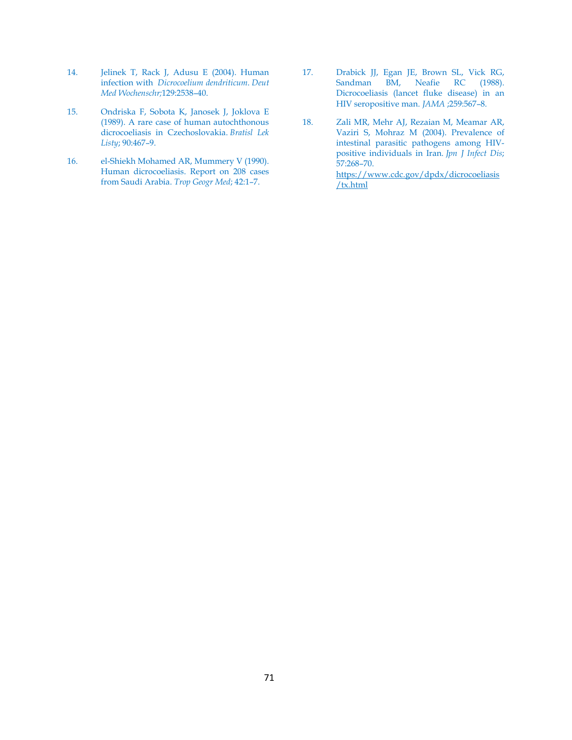14. Jelinek T, Rack J, Adusu E (2004). Human infection with *Dicrocoelium dendriticum*. *Deut Med Wochenschr;*129:2538–40.

15. Ondriska F, Sobota K, Janosek J, Joklova E (1989). A rare case of human autochthonous dicrocoeliasis in Czechoslovakia. *Bratisl Lek Listy*; 90:467–9.

16. el-Shiekh Mohamed AR, Mummery V (1990). Human dicrocoeliasis. Report on 208 cases from Saudi Arabia. *Trop Geogr Med*; 42:1–7.

17. Drabick JJ, Egan JE, Brown SL, Vick RG, Sandman BM, Neafie RC (1988). Dicrocoeliasis (lancet fluke disease) in an HIV seropositive man. *JAMA* ;259:567–8.

18. Zali MR, Mehr AJ, Rezaian M, Meamar AR, Vaziri S, Mohraz M (2004). Prevalence of intestinal parasitic pathogens among HIV-positive individuals in Iran. *Jpn J Infect Dis*; 57:268–70.
https://www.cdc.gov/dpdx/dicrocoeliasis/tx.html